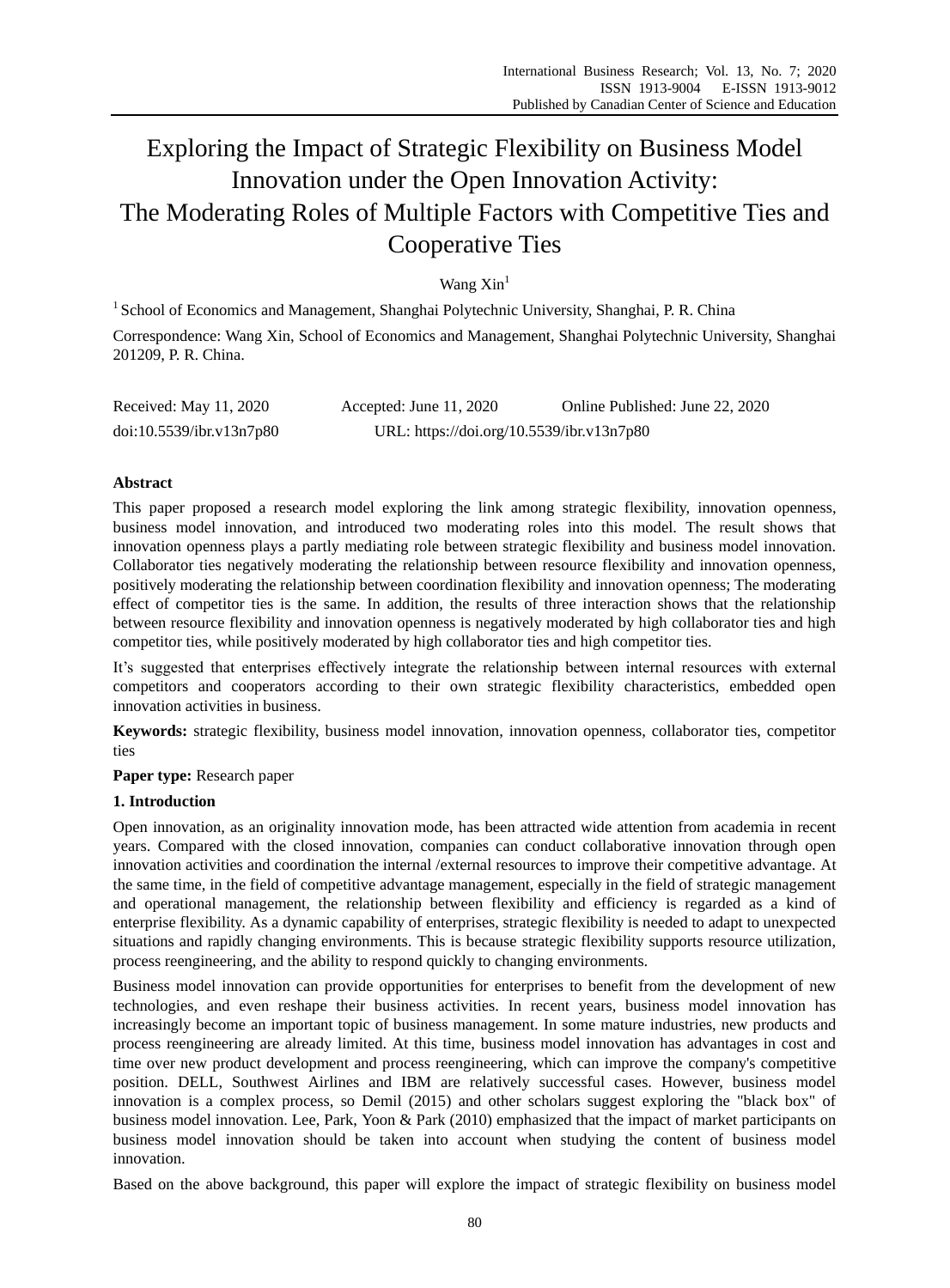# Exploring the Impact of Strategic Flexibility on Business Model Innovation under the Open Innovation Activity: The Moderating Roles of Multiple Factors with Competitive Ties and Cooperative Ties

Wang Xin[1]

[1] School of Economics and Management, Shanghai Polytechnic University, Shanghai, P. R. China

Correspondence: Wang Xin, School of Economics and Management, Shanghai Polytechnic University, Shanghai 201209, P. R. China.

Received: May 11, 2020 Accepted: June 11, 2020 Online Published: June 22, 2020

doi:10.5539/ibr.v13n7p80 URL: https://doi.org/10.5539/ibr.v13n7p80

**Abstract**

This paper proposed a research model exploring the link among strategic flexibility, innovation openness, business model innovation, and introduced two moderating roles into this model. The result shows that innovation openness plays a partly mediating role between strategic flexibility and business model innovation. Collaborator ties negatively moderating the relationship between resource flexibility and innovation openness, positively moderating the relationship between coordination flexibility and innovation openness; The moderating effect of competitor ties is the same. In addition, the results of three interaction shows that the relationship between resource flexibility and innovation openness is negatively moderated by high collaborator ties and high competitor ties, while positively moderated by high collaborator ties and high competitor ties.

It's suggested that enterprises effectively integrate the relationship between internal resources with external competitors and cooperators according to their own strategic flexibility characteristics, embedded open innovation activities in business.

**Keywords:** strategic flexibility, business model innovation, innovation openness, collaborator ties, competitor ties

**Paper type:** Research paper

## 1. Introduction

Open innovation, as an originality innovation mode, has been attracted wide attention from academia in recent years. Compared with the closed innovation, companies can conduct collaborative innovation through open innovation activities and coordination the internal /external resources to improve their competitive advantage. At the same time, in the field of competitive advantage management, especially in the field of strategic management and operational management, the relationship between flexibility and efficiency is regarded as a kind of enterprise flexibility. As a dynamic capability of enterprises, strategic flexibility is needed to adapt to unexpected situations and rapidly changing environments. This is because strategic flexibility supports resource utilization, process reengineering, and the ability to respond quickly to changing environments.

Business model innovation can provide opportunities for enterprises to benefit from the development of new technologies, and even reshape their business activities. In recent years, business model innovation has increasingly become an important topic of business management. In some mature industries, new products and process reengineering are already limited. At this time, business model innovation has advantages in cost and time over new product development and process reengineering, which can improve the company's competitive position. DELL, Southwest Airlines and IBM are relatively successful cases. However, business model innovation is a complex process, so Demil (2015) and other scholars suggest exploring the "black box" of business model innovation. Lee, Park, Yoon & Park (2010) emphasized that the impact of market participants on business model innovation should be taken into account when studying the content of business model innovation.

Based on the above background, this paper will explore the impact of strategic flexibility on business model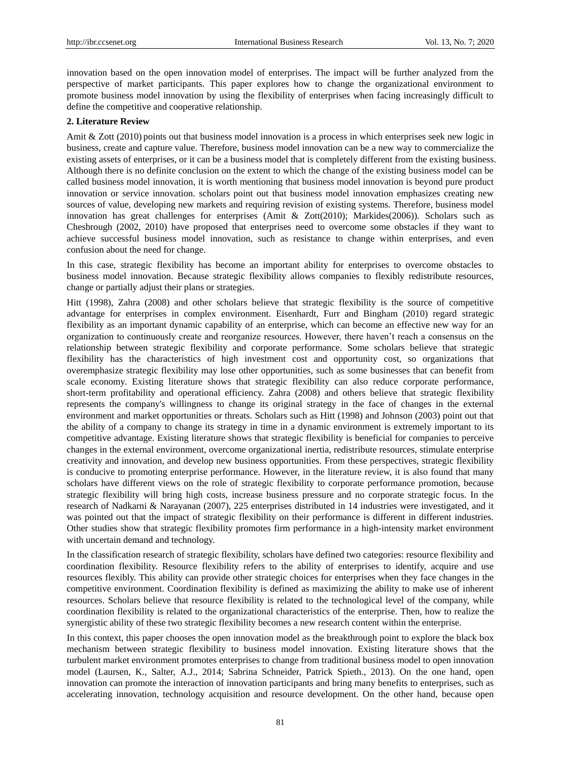innovation based on the open innovation model of enterprises. The impact will be further analyzed from the perspective of market participants. This paper explores how to change the organizational environment to promote business model innovation by using the flexibility of enterprises when facing increasingly difficult to define the competitive and cooperative relationship.

## 2. Literature Review

Amit & Zott (2010) points out that business model innovation is a process in which enterprises seek new logic in business, create and capture value. Therefore, business model innovation can be a new way to commercialize the existing assets of enterprises, or it can be a business model that is completely different from the existing business. Although there is no definite conclusion on the extent to which the change of the existing business model can be called business model innovation, it is worth mentioning that business model innovation is beyond pure product innovation or service innovation. scholars point out that business model innovation emphasizes creating new sources of value, developing new markets and requiring revision of existing systems. Therefore, business model innovation has great challenges for enterprises (Amit & Zott(2010); Markides(2006)). Scholars such as Chesbrough (2002, 2010) have proposed that enterprises need to overcome some obstacles if they want to achieve successful business model innovation, such as resistance to change within enterprises, and even confusion about the need for change.

In this case, strategic flexibility has become an important ability for enterprises to overcome obstacles to business model innovation. Because strategic flexibility allows companies to flexibly redistribute resources, change or partially adjust their plans or strategies.

Hitt (1998), Zahra (2008) and other scholars believe that strategic flexibility is the source of competitive advantage for enterprises in complex environment. Eisenhardt, Furr and Bingham (2010) regard strategic flexibility as an important dynamic capability of an enterprise, which can become an effective new way for an organization to continuously create and reorganize resources. However, there haven't reach a consensus on the relationship between strategic flexibility and corporate performance. Some scholars believe that strategic flexibility has the characteristics of high investment cost and opportunity cost, so organizations that overemphasize strategic flexibility may lose other opportunities, such as some businesses that can benefit from scale economy. Existing literature shows that strategic flexibility can also reduce corporate performance, short-term profitability and operational efficiency. Zahra (2008) and others believe that strategic flexibility represents the company's willingness to change its original strategy in the face of changes in the external environment and market opportunities or threats. Scholars such as Hitt (1998) and Johnson (2003) point out that the ability of a company to change its strategy in time in a dynamic environment is extremely important to its competitive advantage. Existing literature shows that strategic flexibility is beneficial for companies to perceive changes in the external environment, overcome organizational inertia, redistribute resources, stimulate enterprise creativity and innovation, and develop new business opportunities. From these perspectives, strategic flexibility is conducive to promoting enterprise performance. However, in the literature review, it is also found that many scholars have different views on the role of strategic flexibility to corporate performance promotion, because strategic flexibility will bring high costs, increase business pressure and no corporate strategic focus. In the research of Nadkarni & Narayanan (2007), 225 enterprises distributed in 14 industries were investigated, and it was pointed out that the impact of strategic flexibility on their performance is different in different industries. Other studies show that strategic flexibility promotes firm performance in a high-intensity market environment with uncertain demand and technology.

In the classification research of strategic flexibility, scholars have defined two categories: resource flexibility and coordination flexibility. Resource flexibility refers to the ability of enterprises to identify, acquire and use resources flexibly. This ability can provide other strategic choices for enterprises when they face changes in the competitive environment. Coordination flexibility is defined as maximizing the ability to make use of inherent resources. Scholars believe that resource flexibility is related to the technological level of the company, while coordination flexibility is related to the organizational characteristics of the enterprise. Then, how to realize the synergistic ability of these two strategic flexibility becomes a new research content within the enterprise.

In this context, this paper chooses the open innovation model as the breakthrough point to explore the black box mechanism between strategic flexibility to business model innovation. Existing literature shows that the turbulent market environment promotes enterprises to change from traditional business model to open innovation model (Laursen, K., Salter, A.J., 2014; Sabrina Schneider, Patrick Spieth., 2013). On the one hand, open innovation can promote the interaction of innovation participants and bring many benefits to enterprises, such as accelerating innovation, technology acquisition and resource development. On the other hand, because open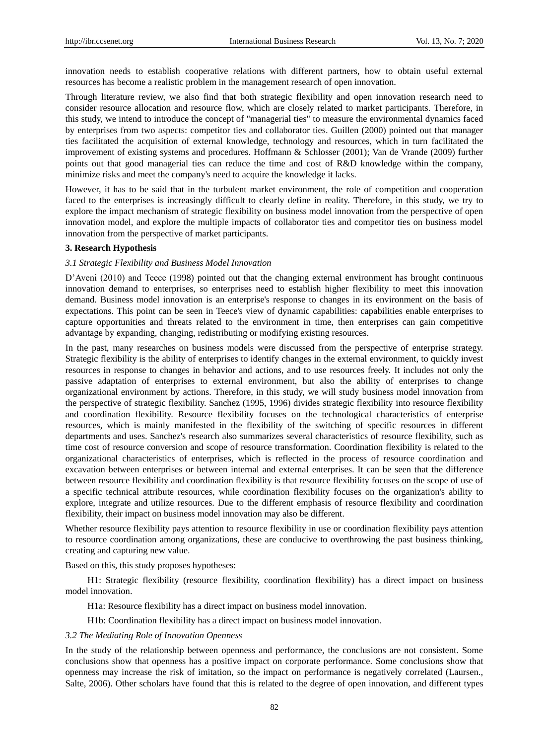innovation needs to establish cooperative relations with different partners, how to obtain useful external resources has become a realistic problem in the management research of open innovation.

Through literature review, we also find that both strategic flexibility and open innovation research need to consider resource allocation and resource flow, which are closely related to market participants. Therefore, in this study, we intend to introduce the concept of "managerial ties" to measure the environmental dynamics faced by enterprises from two aspects: competitor ties and collaborator ties. Guillen (2000) pointed out that manager ties facilitated the acquisition of external knowledge, technology and resources, which in turn facilitated the improvement of existing systems and procedures. Hoffmann & Schlosser (2001); Van de Vrande (2009) further points out that good managerial ties can reduce the time and cost of R&D knowledge within the company, minimize risks and meet the company's need to acquire the knowledge it lacks.

However, it has to be said that in the turbulent market environment, the role of competition and cooperation faced to the enterprises is increasingly difficult to clearly define in reality. Therefore, in this study, we try to explore the impact mechanism of strategic flexibility on business model innovation from the perspective of open innovation model, and explore the multiple impacts of collaborator ties and competitor ties on business model innovation from the perspective of market participants.

## 3. Research Hypothesis

### *3.1 Strategic Flexibility and Business Model Innovation*

D'Aveni (2010) and Teece (1998) pointed out that the changing external environment has brought continuous innovation demand to enterprises, so enterprises need to establish higher flexibility to meet this innovation demand. Business model innovation is an enterprise's response to changes in its environment on the basis of expectations. This point can be seen in Teece's view of dynamic capabilities: capabilities enable enterprises to capture opportunities and threats related to the environment in time, then enterprises can gain competitive advantage by expanding, changing, redistributing or modifying existing resources.

In the past, many researches on business models were discussed from the perspective of enterprise strategy. Strategic flexibility is the ability of enterprises to identify changes in the external environment, to quickly invest resources in response to changes in behavior and actions, and to use resources freely. It includes not only the passive adaptation of enterprises to external environment, but also the ability of enterprises to change organizational environment by actions. Therefore, in this study, we will study business model innovation from the perspective of strategic flexibility. Sanchez (1995, 1996) divides strategic flexibility into resource flexibility and coordination flexibility. Resource flexibility focuses on the technological characteristics of enterprise resources, which is mainly manifested in the flexibility of the switching of specific resources in different departments and uses. Sanchez's research also summarizes several characteristics of resource flexibility, such as time cost of resource conversion and scope of resource transformation. Coordination flexibility is related to the organizational characteristics of enterprises, which is reflected in the process of resource coordination and excavation between enterprises or between internal and external enterprises. It can be seen that the difference between resource flexibility and coordination flexibility is that resource flexibility focuses on the scope of use of a specific technical attribute resources, while coordination flexibility focuses on the organization's ability to explore, integrate and utilize resources. Due to the different emphasis of resource flexibility and coordination flexibility, their impact on business model innovation may also be different.

Whether resource flexibility pays attention to resource flexibility in use or coordination flexibility pays attention to resource coordination among organizations, these are conducive to overthrowing the past business thinking, creating and capturing new value.

Based on this, this study proposes hypotheses:

H1: Strategic flexibility (resource flexibility, coordination flexibility) has a direct impact on business model innovation.

H1a: Resource flexibility has a direct impact on business model innovation.

H1b: Coordination flexibility has a direct impact on business model innovation.

### *3.2 The Mediating Role of Innovation Openness*

In the study of the relationship between openness and performance, the conclusions are not consistent. Some conclusions show that openness has a positive impact on corporate performance. Some conclusions show that openness may increase the risk of imitation, so the impact on performance is negatively correlated (Laursen., Salte, 2006). Other scholars have found that this is related to the degree of open innovation, and different types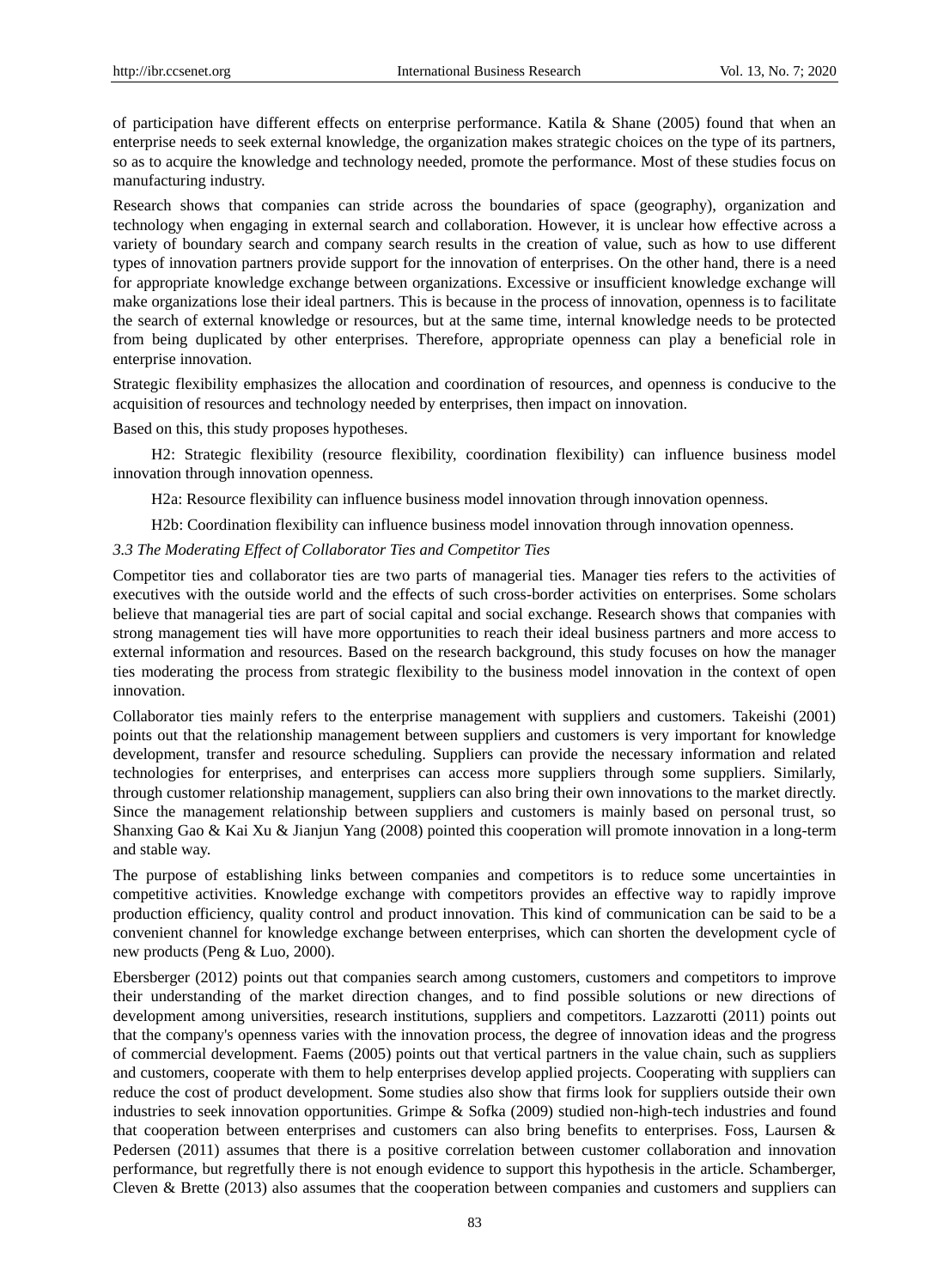of participation have different effects on enterprise performance. Katila & Shane (2005) found that when an enterprise needs to seek external knowledge, the organization makes strategic choices on the type of its partners, so as to acquire the knowledge and technology needed, promote the performance. Most of these studies focus on manufacturing industry.

Research shows that companies can stride across the boundaries of space (geography), organization and technology when engaging in external search and collaboration. However, it is unclear how effective across a variety of boundary search and company search results in the creation of value, such as how to use different types of innovation partners provide support for the innovation of enterprises. On the other hand, there is a need for appropriate knowledge exchange between organizations. Excessive or insufficient knowledge exchange will make organizations lose their ideal partners. This is because in the process of innovation, openness is to facilitate the search of external knowledge or resources, but at the same time, internal knowledge needs to be protected from being duplicated by other enterprises. Therefore, appropriate openness can play a beneficial role in enterprise innovation.

Strategic flexibility emphasizes the allocation and coordination of resources, and openness is conducive to the acquisition of resources and technology needed by enterprises, then impact on innovation.

Based on this, this study proposes hypotheses.

H2: Strategic flexibility (resource flexibility, coordination flexibility) can influence business model innovation through innovation openness.

H2a: Resource flexibility can influence business model innovation through innovation openness.

H2b: Coordination flexibility can influence business model innovation through innovation openness.

### *3.3 The Moderating Effect of Collaborator Ties and Competitor Ties*

Competitor ties and collaborator ties are two parts of managerial ties. Manager ties refers to the activities of executives with the outside world and the effects of such cross-border activities on enterprises. Some scholars believe that managerial ties are part of social capital and social exchange. Research shows that companies with strong management ties will have more opportunities to reach their ideal business partners and more access to external information and resources. Based on the research background, this study focuses on how the manager ties moderating the process from strategic flexibility to the business model innovation in the context of open innovation.

Collaborator ties mainly refers to the enterprise management with suppliers and customers. Takeishi (2001) points out that the relationship management between suppliers and customers is very important for knowledge development, transfer and resource scheduling. Suppliers can provide the necessary information and related technologies for enterprises, and enterprises can access more suppliers through some suppliers. Similarly, through customer relationship management, suppliers can also bring their own innovations to the market directly. Since the management relationship between suppliers and customers is mainly based on personal trust, so Shanxing Gao & Kai Xu & Jianjun Yang (2008) pointed this cooperation will promote innovation in a long-term and stable way.

The purpose of establishing links between companies and competitors is to reduce some uncertainties in competitive activities. Knowledge exchange with competitors provides an effective way to rapidly improve production efficiency, quality control and product innovation. This kind of communication can be said to be a convenient channel for knowledge exchange between enterprises, which can shorten the development cycle of new products (Peng & Luo, 2000).

Ebersberger (2012) points out that companies search among customers, customers and competitors to improve their understanding of the market direction changes, and to find possible solutions or new directions of development among universities, research institutions, suppliers and competitors. Lazzarotti (2011) points out that the company's openness varies with the innovation process, the degree of innovation ideas and the progress of commercial development. Faems (2005) points out that vertical partners in the value chain, such as suppliers and customers, cooperate with them to help enterprises develop applied projects. Cooperating with suppliers can reduce the cost of product development. Some studies also show that firms look for suppliers outside their own industries to seek innovation opportunities. Grimpe & Sofka (2009) studied non-high-tech industries and found that cooperation between enterprises and customers can also bring benefits to enterprises. Foss, Laursen & Pedersen (2011) assumes that there is a positive correlation between customer collaboration and innovation performance, but regretfully there is not enough evidence to support this hypothesis in the article. Schamberger, Cleven & Brette (2013) also assumes that the cooperation between companies and customers and suppliers can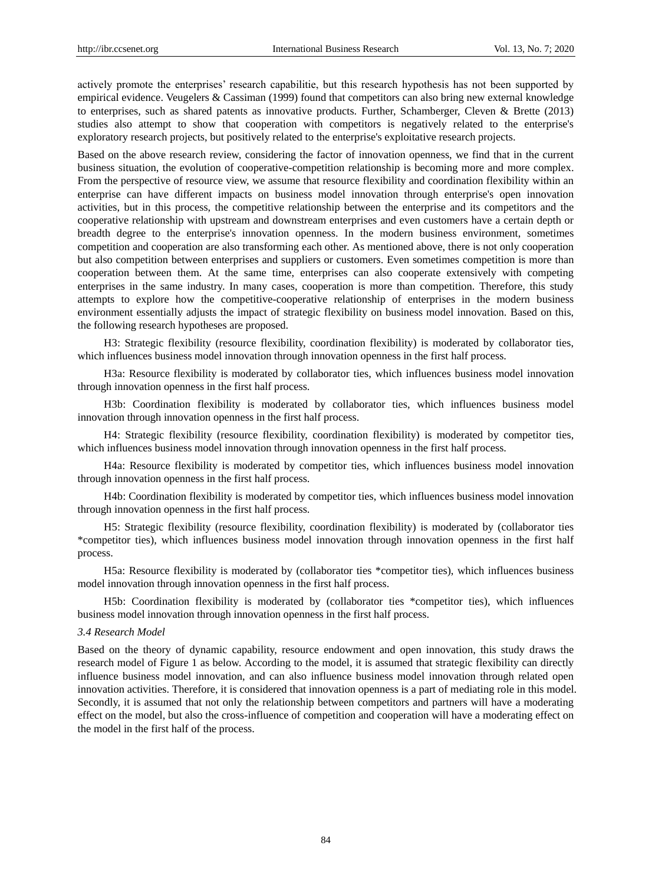actively promote the enterprises' research capabilitie, but this research hypothesis has not been supported by empirical evidence. Veugelers & Cassiman (1999) found that competitors can also bring new external knowledge to enterprises, such as shared patents as innovative products. Further, Schamberger, Cleven & Brette (2013) studies also attempt to show that cooperation with competitors is negatively related to the enterprise's exploratory research projects, but positively related to the enterprise's exploitative research projects.

Based on the above research review, considering the factor of innovation openness, we find that in the current business situation, the evolution of cooperative-competition relationship is becoming more and more complex. From the perspective of resource view, we assume that resource flexibility and coordination flexibility within an enterprise can have different impacts on business model innovation through enterprise's open innovation activities, but in this process, the competitive relationship between the enterprise and its competitors and the cooperative relationship with upstream and downstream enterprises and even customers have a certain depth or breadth degree to the enterprise's innovation openness. In the modern business environment, sometimes competition and cooperation are also transforming each other. As mentioned above, there is not only cooperation but also competition between enterprises and suppliers or customers. Even sometimes competition is more than cooperation between them. At the same time, enterprises can also cooperate extensively with competing enterprises in the same industry. In many cases, cooperation is more than competition. Therefore, this study attempts to explore how the competitive-cooperative relationship of enterprises in the modern business environment essentially adjusts the impact of strategic flexibility on business model innovation. Based on this, the following research hypotheses are proposed.

H3: Strategic flexibility (resource flexibility, coordination flexibility) is moderated by collaborator ties, which influences business model innovation through innovation openness in the first half process.

H3a: Resource flexibility is moderated by collaborator ties, which influences business model innovation through innovation openness in the first half process.

H3b: Coordination flexibility is moderated by collaborator ties, which influences business model innovation through innovation openness in the first half process.

H4: Strategic flexibility (resource flexibility, coordination flexibility) is moderated by competitor ties, which influences business model innovation through innovation openness in the first half process.

H4a: Resource flexibility is moderated by competitor ties, which influences business model innovation through innovation openness in the first half process.

H4b: Coordination flexibility is moderated by competitor ties, which influences business model innovation through innovation openness in the first half process.

H5: Strategic flexibility (resource flexibility, coordination flexibility) is moderated by (collaborator ties *competitor ties), which influences business model innovation through innovation openness in the first half process.

H5a: Resource flexibility is moderated by (collaborator ties *competitor ties), which influences business model innovation through innovation openness in the first half process.

H5b: Coordination flexibility is moderated by (collaborator ties *competitor ties), which influences business model innovation through innovation openness in the first half process.

*3.4 Research Model*

Based on the theory of dynamic capability, resource endowment and open innovation, this study draws the research model of Figure 1 as below. According to the model, it is assumed that strategic flexibility can directly influence business model innovation, and can also influence business model innovation through related open innovation activities. Therefore, it is considered that innovation openness is a part of mediating role in this model. Secondly, it is assumed that not only the relationship between competitors and partners will have a moderating effect on the model, but also the cross-influence of competition and cooperation will have a moderating effect on the model in the first half of the process.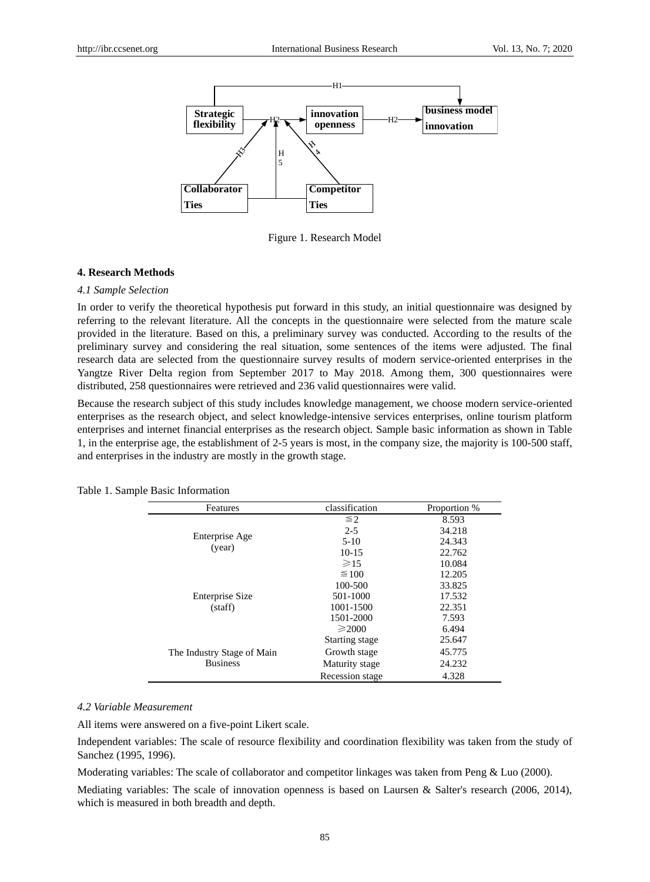Figure 1. Research Model

### 4. Research Methods

#### *4.1 Sample Selection*

In order to verify the theoretical hypothesis put forward in this study, an initial questionnaire was designed by referring to the relevant literature. All the concepts in the questionnaire were selected from the mature scale provided in the literature. Based on this, a preliminary survey was conducted. According to the results of the preliminary survey and considering the real situation, some sentences of the items were adjusted. The final research data are selected from the questionnaire survey results of modern service-oriented enterprises in the Yangtze River Delta region from September 2017 to May 2018. Among them, 300 questionnaires were distributed, 258 questionnaires were retrieved and 236 valid questionnaires were valid.

Because the research subject of this study includes knowledge management, we choose modern service-oriented enterprises as the research object, and select knowledge-intensive services enterprises, online tourism platform enterprises and internet financial enterprises as the research object. Sample basic information as shown in Table 1, in the enterprise age, the establishment of 2-5 years is most, in the company size, the majority is 100-500 staff, and enterprises in the industry are mostly in the growth stage.

Table 1. Sample Basic Information

| Features | classification | Proportion % |
|---|---|---|
| Enterprise Age (year) | ≦2 | 8.593 |
| | 2-5 | 34.218 |
| | 5-10 | 24.343 |
| | 10-15 | 22.762 |
| | ≥15 | 10.084 |
| Enterprise Size (staff) | ≦100 | 12.205 |
| | 100-500 | 33.825 |
| | 501-1000 | 17.532 |
| | 1001-1500 | 22.351 |
| | 1501-2000 | 7.593 |
| | ≥2000 | 6.494 |
| The Industry Stage of Main Business | Starting stage | 25.647 |
| | Growth stage | 45.775 |
| | Maturity stage | 24.232 |
| | Recession stage | 4.328 |

#### *4.2 Variable Measurement*

All items were answered on a five-point Likert scale.

Independent variables: The scale of resource flexibility and coordination flexibility was taken from the study of Sanchez (1995, 1996).

Moderating variables: The scale of collaborator and competitor linkages was taken from Peng & Luo (2000).

Mediating variables: The scale of innovation openness is based on Laursen & Salter's research (2006, 2014), which is measured in both breadth and depth.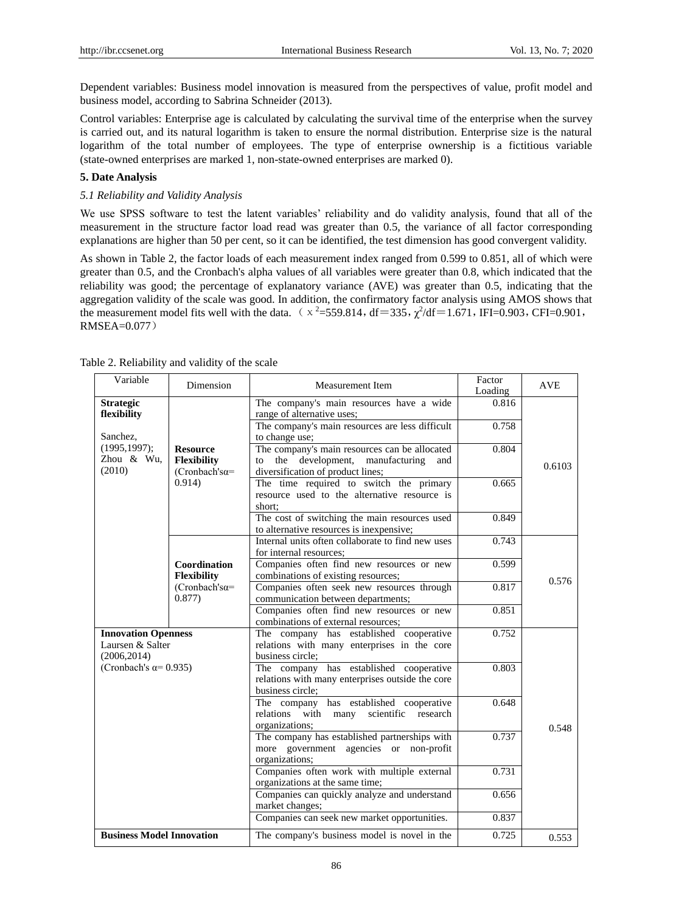Dependent variables: Business model innovation is measured from the perspectives of value, profit model and business model, according to Sabrina Schneider (2013).

Control variables: Enterprise age is calculated by calculating the survival time of the enterprise when the survey is carried out, and its natural logarithm is taken to ensure the normal distribution. Enterprise size is the natural logarithm of the total number of employees. The type of enterprise ownership is a fictitious variable (state-owned enterprises are marked 1, non-state-owned enterprises are marked 0).

## 5. Date Analysis

### *5.1 Reliability and Validity Analysis*

We use SPSS software to test the latent variables' reliability and do validity analysis, found that all of the measurement in the structure factor load read was greater than 0.5, the variance of all factor corresponding explanations are higher than 50 per cent, so it can be identified, the test dimension has good convergent validity.

As shown in Table 2, the factor loads of each measurement index ranged from 0.599 to 0.851, all of which were greater than 0.5, and the Cronbach's alpha values of all variables were greater than 0.8, which indicated that the reliability was good; the percentage of explanatory variance (AVE) was greater than 0.5, indicating that the aggregation validity of the scale was good. In addition, the confirmatory factor analysis using AMOS shows that the measurement model fits well with the data. （$\chi^2$=559.814，df＝335，$\chi^2$/df＝1.671，IFI=0.903，CFI=0.901，RMSEA=0.077）

Table 2. Reliability and validity of the scale

| Variable | Dimension | Measurement Item | Factor Loading | AVE |
|---|---|---|---|---|
| **Strategic flexibility** Sanchez, (1995,1997); Zhou & Wu, (2010) | **Resource Flexibility** (Cronbach'sα= 0.914) | The company's main resources have a wide range of alternative uses; | 0.816 | 0.6103 |
| | | The company's main resources are less difficult to change use; | 0.758 | |
| | | The company's main resources can be allocated to the development, manufacturing and diversification of product lines; | 0.804 | |
| | | The time required to switch the primary resource used to the alternative resource is short; | 0.665 | |
| | | The cost of switching the main resources used to alternative resources is inexpensive; | 0.849 | |
| | **Coordination Flexibility** (Cronbach'sα= 0.877) | Internal units often collaborate to find new uses for internal resources; | 0.743 | 0.576 |
| | | Companies often find new resources or new combinations of existing resources; | 0.599 | |
| | | Companies often seek new resources through communication between departments; | 0.817 | |
| | | Companies often find new resources or new combinations of external resources; | 0.851 | |
| **Innovation Openness** Laursen & Salter (2006,2014) (Cronbach's α= 0.935) | | The company has established cooperative relations with many enterprises in the core business circle; | 0.752 | 0.548 |
| | | The company has established cooperative relations with many enterprises outside the core business circle; | 0.803 | |
| | | The company has established cooperative relations with many scientific research organizations; | 0.648 | |
| | | The company has established partnerships with more government agencies or non-profit organizations; | 0.737 | |
| | | Companies often work with multiple external organizations at the same time; | 0.731 | |
| | | Companies can quickly analyze and understand market changes; | 0.656 | |
| | | Companies can seek new market opportunities. | 0.837 | |
| **Business Model Innovation** | | The company's business model is novel in the | 0.725 | 0.553 |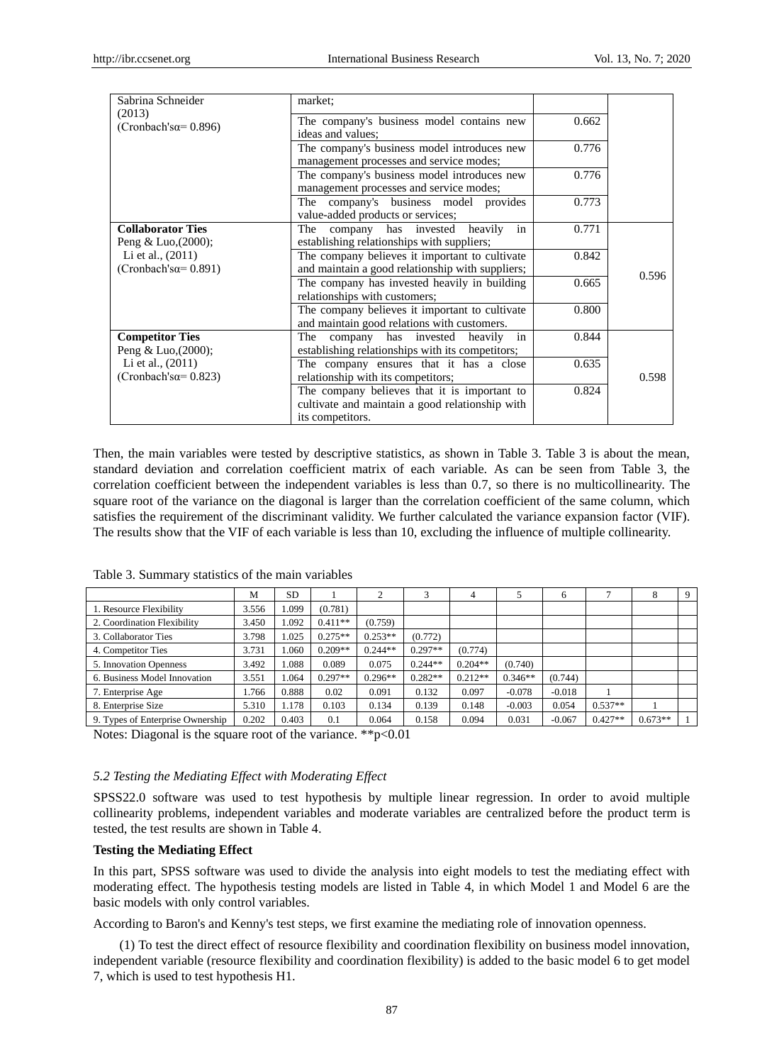| Sabrina Schneider (2013) (Cronbach'sα= 0.896) | market; | | |
|---|---|---|---|
| | The company's business model contains new ideas and values; | 0.662 | |
| | The company's business model introduces new management processes and service modes; | 0.776 | |
| | The company's business model introduces new management processes and service modes; | 0.776 | |
| | The company's business model provides value-added products or services; | 0.773 | |
| **Collaborator Ties** Peng & Luo,(2000); Li et al., (2011) (Cronbach'sα= 0.891) | The company has invested heavily in establishing relationships with suppliers; | 0.771 | 0.596 |
| | The company believes it important to cultivate and maintain a good relationship with suppliers; | 0.842 | |
| | The company has invested heavily in building relationships with customers; | 0.665 | |
| | The company believes it important to cultivate and maintain good relations with customers. | 0.800 | |
| **Competitor Ties** Peng & Luo,(2000); Li et al., (2011) (Cronbach'sα= 0.823) | The company has invested heavily in establishing relationships with its competitors; | 0.844 | 0.598 |
| | The company ensures that it has a close relationship with its competitors; | 0.635 | |
| | The company believes that it is important to cultivate and maintain a good relationship with its competitors. | 0.824 | |

Then, the main variables were tested by descriptive statistics, as shown in Table 3. Table 3 is about the mean, standard deviation and correlation coefficient matrix of each variable. As can be seen from Table 3, the correlation coefficient between the independent variables is less than 0.7, so there is no multicollinearity. The square root of the variance on the diagonal is larger than the correlation coefficient of the same column, which satisfies the requirement of the discriminant validity. We further calculated the variance expansion factor (VIF). The results show that the VIF of each variable is less than 10, excluding the influence of multiple collinearity.

Table 3. Summary statistics of the main variables

| | M | SD | 1 | 2 | 3 | 4 | 5 | 6 | 7 | 8 | 9 |
|---|---|---|---|---|---|---|---|---|---|---|---|
| 1. Resource Flexibility | 3.556 | 1.099 | (0.781) | | | | | | | | |
| 2. Coordination Flexibility | 3.450 | 1.092 | 0.411** | (0.759) | | | | | | | |
| 3. Collaborator Ties | 3.798 | 1.025 | 0.275** | 0.253** | (0.772) | | | | | | |
| 4. Competitor Ties | 3.731 | 1.060 | 0.209** | 0.244** | 0.297** | (0.774) | | | | | |
| 5. Innovation Openness | 3.492 | 1.088 | 0.089 | 0.075 | 0.244** | 0.204** | (0.740) | | | | |
| 6. Business Model Innovation | 3.551 | 1.064 | 0.297** | 0.296** | 0.282** | 0.212** | 0.346** | (0.744) | | | |
| 7. Enterprise Age | 1.766 | 0.888 | 0.02 | 0.091 | 0.132 | 0.097 | -0.078 | -0.018 | 1 | | |
| 8. Enterprise Size | 5.310 | 1.178 | 0.103 | 0.134 | 0.139 | 0.148 | -0.003 | 0.054 | 0.537** | 1 | |
| 9. Types of Enterprise Ownership | 0.202 | 0.403 | 0.1 | 0.064 | 0.158 | 0.094 | 0.031 | -0.067 | 0.427** | 0.673** | 1 |

Notes: Diagonal is the square root of the variance. $^{**}p<0.01$

### *5.2 Testing the Mediating Effect with Moderating Effect*

SPSS22.0 software was used to test hypothesis by multiple linear regression. In order to avoid multiple collinearity problems, independent variables and moderate variables are centralized before the product term is tested, the test results are shown in Table 4.

**Testing the Mediating Effect**

In this part, SPSS software was used to divide the analysis into eight models to test the mediating effect with moderating effect. The hypothesis testing models are listed in Table 4, in which Model 1 and Model 6 are the basic models with only control variables.

According to Baron's and Kenny's test steps, we first examine the mediating role of innovation openness.

(1) To test the direct effect of resource flexibility and coordination flexibility on business model innovation, independent variable (resource flexibility and coordination flexibility) is added to the basic model 6 to get model 7, which is used to test hypothesis H1.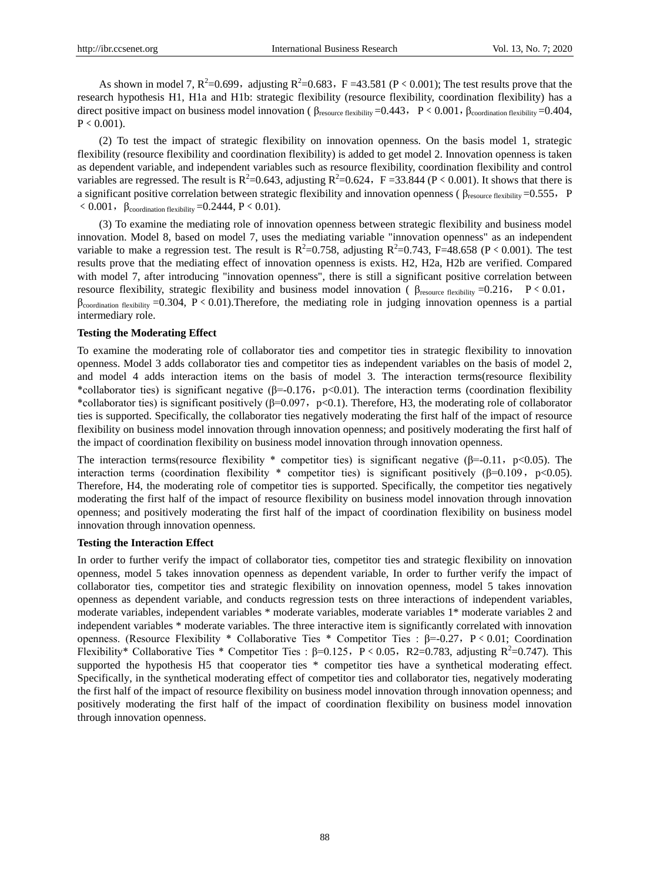As shown in model 7, $R^2$=0.699，adjusting $R^2$=0.683，F =43.581 (P < 0.001); The test results prove that the research hypothesis H1, H1a and H1b: strategic flexibility (resource flexibility, coordination flexibility) has a direct positive impact on business model innovation ( $\beta_{\text{resource flexibility}}$ =0.443， P < 0.001，$\beta_{\text{coordination flexibility}}$ =0.404, P < 0.001).

(2) To test the impact of strategic flexibility on innovation openness. On the basis model 1, strategic flexibility (resource flexibility and coordination flexibility) is added to get model 2. Innovation openness is taken as dependent variable, and independent variables such as resource flexibility, coordination flexibility and control variables are regressed. The result is $R^2$=0.643, adjusting $R^2$=0.624，F =33.844 (P < 0.001). It shows that there is a significant positive correlation between strategic flexibility and innovation openness ( $\beta_{\text{resource flexibility}}$ =0.555， P < 0.001，$\beta_{\text{coordination flexibility}}$ =0.2444, P < 0.01).

(3) To examine the mediating role of innovation openness between strategic flexibility and business model innovation. Model 8, based on model 7, uses the mediating variable "innovation openness" as an independent variable to make a regression test. The result is $R^2$=0.758, adjusting $R^2$=0.743, F=48.658 (P < 0.001). The test results prove that the mediating effect of innovation openness is exists. H2, H2a, H2b are verified. Compared with model 7, after introducing "innovation openness", there is still a significant positive correlation between resource flexibility, strategic flexibility and business model innovation ( $\beta_{\text{resource flexibility}}$ =0.216， P < 0.01，$\beta_{\text{coordination flexibility}}$ =0.304, P < 0.01).Therefore, the mediating role in judging innovation openness is a partial intermediary role.

**Testing the Moderating Effect**

To examine the moderating role of collaborator ties and competitor ties in strategic flexibility to innovation openness. Model 3 adds collaborator ties and competitor ties as independent variables on the basis of model 2, and model 4 adds interaction items on the basis of model 3. The interaction terms(resource flexibility *collaborator ties) is significant negative (β=-0.176，p<0.01). The interaction terms (coordination flexibility *collaborator ties) is significant positively (β=0.097，p<0.1). Therefore, H3, the moderating role of collaborator ties is supported. Specifically, the collaborator ties negatively moderating the first half of the impact of resource flexibility on business model innovation through innovation openness; and positively moderating the first half of the impact of coordination flexibility on business model innovation through innovation openness.

The interaction terms(resource flexibility * competitor ties) is significant negative (β=-0.11，p<0.05). The interaction terms (coordination flexibility * competitor ties) is significant positively (β=0.109，p<0.05). Therefore, H4, the moderating role of competitor ties is supported. Specifically, the competitor ties negatively moderating the first half of the impact of resource flexibility on business model innovation through innovation openness; and positively moderating the first half of the impact of coordination flexibility on business model innovation through innovation openness.

**Testing the Interaction Effect**

In order to further verify the impact of collaborator ties, competitor ties and strategic flexibility on innovation openness, model 5 takes innovation openness as dependent variable, In order to further verify the impact of collaborator ties, competitor ties and strategic flexibility on innovation openness, model 5 takes innovation openness as dependent variable, and conducts regression tests on three interactions of independent variables, moderate variables, independent variables * moderate variables, moderate variables 1* moderate variables 2 and independent variables * moderate variables. The three interactive item is significantly correlated with innovation openness. (Resource Flexibility * Collaborative Ties * Competitor Ties : β=-0.27，P < 0.01; Coordination Flexibility* Collaborative Ties * Competitor Ties : β=0.125，P < 0.05，R2=0.783, adjusting $R^2$=0.747). This supported the hypothesis H5 that cooperator ties * competitor ties have a synthetical moderating effect. Specifically, in the synthetical moderating effect of competitor ties and collaborator ties, negatively moderating the first half of the impact of resource flexibility on business model innovation through innovation openness; and positively moderating the first half of the impact of coordination flexibility on business model innovation through innovation openness.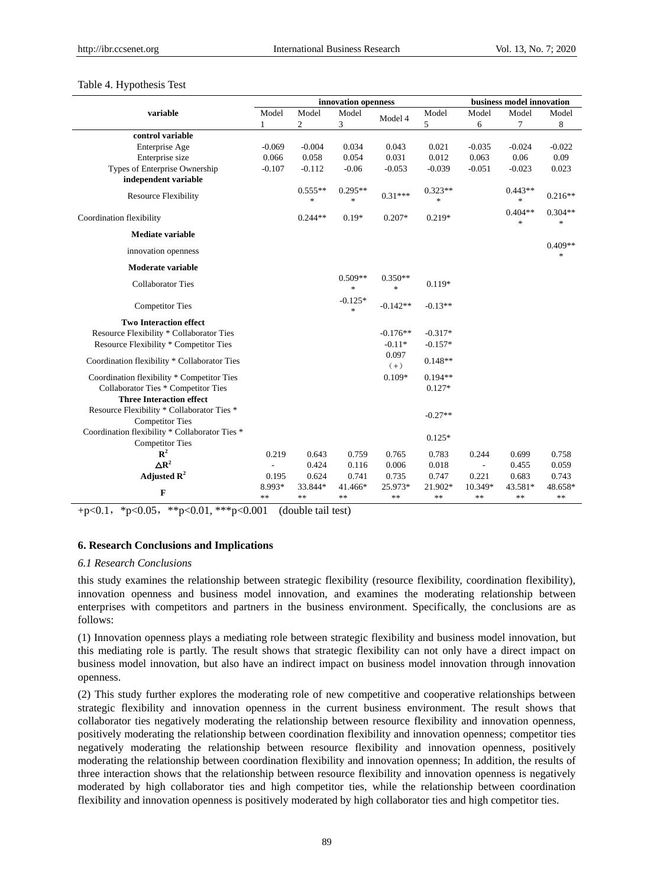Table 4. Hypothesis Test

| variable | innovation openness | | | | | business model innovation | | |
|---|---|---|---|---|---|---|---|---|
| | Model 1 | Model 2 | Model 3 | Model 4 | Model 5 | Model 6 | Model 7 | Model 8 |
| **control variable** | | | | | | | | |
| Enterprise Age | -0.069 | -0.004 | 0.034 | 0.043 | 0.021 | -0.035 | -0.024 | -0.022 |
| Enterprise size | 0.066 | 0.058 | 0.054 | 0.031 | 0.012 | 0.063 | 0.06 | 0.09 |
| Types of Enterprise Ownership | -0.107 | -0.112 | -0.06 | -0.053 | -0.039 | -0.051 | -0.023 | 0.023 |
| **independent variable** | | | | | | | | |
| Resource Flexibility | | 0.555*** | 0.295*** | 0.31*** | 0.323*** | | 0.443*** | 0.216** |
| Coordination flexibility | | 0.244** | 0.19* | 0.207* | 0.219* | | 0.404*** | 0.304*** |
| **Mediate variable** | | | | | | | | |
| innovation openness | | | | | | | | 0.409*** |
| **Moderate variable** | | | | | | | | |
| Collaborator Ties | | | 0.509*** | 0.350*** | 0.119* | | | |
| Competitor Ties | | | -0.125** | -0.142** | -0.13** | | | |
| **Two Interaction effect** | | | | | | | | |
| Resource Flexibility * Collaborator Ties | | | | -0.176** | -0.317* | | | |
| Resource Flexibility * Competitor Ties | | | | -0.11* | -0.157* | | | |
| Coordination flexibility * Collaborator Ties | | | | 0.097 (+) | 0.148** | | | |
| Coordination flexibility * Competitor Ties | | | | 0.109* | 0.194** | | | |
| Collaborator Ties * Competitor Ties | | | | | 0.127* | | | |
| **Three Interaction effect** | | | | | | | | |
| Resource Flexibility * Collaborator Ties * Competitor Ties | | | | | -0.27** | | | |
| Coordination flexibility * Collaborator Ties * Competitor Ties | | | | | 0.125* | | | |
| $R^2$ | 0.219 | 0.643 | 0.759 | 0.765 | 0.783 | 0.244 | 0.699 | 0.758 |
| $\Delta R^2$ | - | 0.424 | 0.116 | 0.006 | 0.018 | - | 0.455 | 0.059 |
| Adjusted $R^2$ | 0.195 | 0.624 | 0.741 | 0.735 | 0.747 | 0.221 | 0.683 | 0.743 |
| F | 8.993*** | 33.844*** | 41.466*** | 25.973*** | 21.902*** | 10.349*** | 43.581*** | 48.658*** |

+p<0.1, *p<0.05, **p<0.01, ***p<0.001 (double tail test)

## 6. Research Conclusions and Implications

### *6.1 Research Conclusions*

this study examines the relationship between strategic flexibility (resource flexibility, coordination flexibility), innovation openness and business model innovation, and examines the moderating relationship between enterprises with competitors and partners in the business environment. Specifically, the conclusions are as follows:

(1) Innovation openness plays a mediating role between strategic flexibility and business model innovation, but this mediating role is partly. The result shows that strategic flexibility can not only have a direct impact on business model innovation, but also have an indirect impact on business model innovation through innovation openness.

(2) This study further explores the moderating role of new competitive and cooperative relationships between strategic flexibility and innovation openness in the current business environment. The result shows that collaborator ties negatively moderating the relationship between resource flexibility and innovation openness, positively moderating the relationship between coordination flexibility and innovation openness; competitor ties negatively moderating the relationship between resource flexibility and innovation openness, positively moderating the relationship between coordination flexibility and innovation openness; In addition, the results of three interaction shows that the relationship between resource flexibility and innovation openness is negatively moderated by high collaborator ties and high competitor ties, while the relationship between coordination flexibility and innovation openness is positively moderated by high collaborator ties and high competitor ties.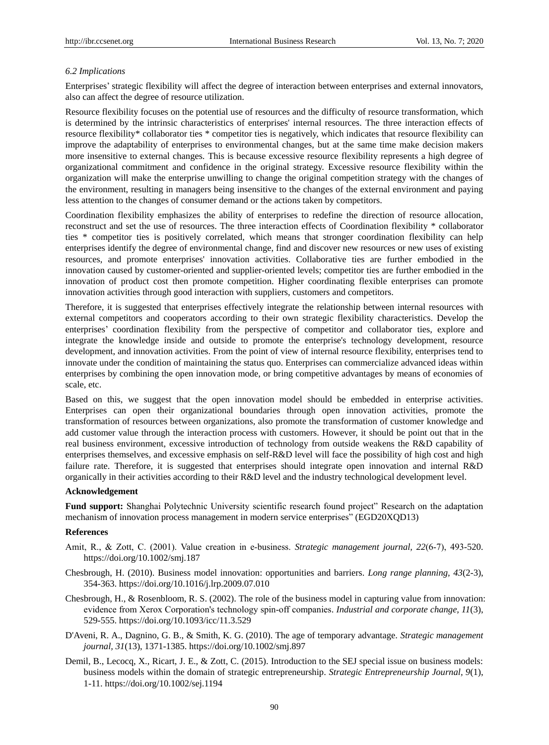### *6.2 Implications*

Enterprises' strategic flexibility will affect the degree of interaction between enterprises and external innovators, also can affect the degree of resource utilization.

Resource flexibility focuses on the potential use of resources and the difficulty of resource transformation, which is determined by the intrinsic characteristics of enterprises' internal resources. The three interaction effects of resource flexibility* collaborator ties * competitor ties is negatively, which indicates that resource flexibility can improve the adaptability of enterprises to environmental changes, but at the same time make decision makers more insensitive to external changes. This is because excessive resource flexibility represents a high degree of organizational commitment and confidence in the original strategy. Excessive resource flexibility within the organization will make the enterprise unwilling to change the original competition strategy with the changes of the environment, resulting in managers being insensitive to the changes of the external environment and paying less attention to the changes of consumer demand or the actions taken by competitors.

Coordination flexibility emphasizes the ability of enterprises to redefine the direction of resource allocation, reconstruct and set the use of resources. The three interaction effects of Coordination flexibility * collaborator ties * competitor ties is positively correlated, which means that stronger coordination flexibility can help enterprises identify the degree of environmental change, find and discover new resources or new uses of existing resources, and promote enterprises' innovation activities. Collaborative ties are further embodied in the innovation caused by customer-oriented and supplier-oriented levels; competitor ties are further embodied in the innovation of product cost then promote competition. Higher coordinating flexible enterprises can promote innovation activities through good interaction with suppliers, customers and competitors.

Therefore, it is suggested that enterprises effectively integrate the relationship between internal resources with external competitors and cooperators according to their own strategic flexibility characteristics. Develop the enterprises' coordination flexibility from the perspective of competitor and collaborator ties, explore and integrate the knowledge inside and outside to promote the enterprise's technology development, resource development, and innovation activities. From the point of view of internal resource flexibility, enterprises tend to innovate under the condition of maintaining the status quo. Enterprises can commercialize advanced ideas within enterprises by combining the open innovation mode, or bring competitive advantages by means of economies of scale, etc.

Based on this, we suggest that the open innovation model should be embedded in enterprise activities. Enterprises can open their organizational boundaries through open innovation activities, promote the transformation of resources between organizations, also promote the transformation of customer knowledge and add customer value through the interaction process with customers. However, it should be point out that in the real business environment, excessive introduction of technology from outside weakens the R&D capability of enterprises themselves, and excessive emphasis on self-R&D level will face the possibility of high cost and high failure rate. Therefore, it is suggested that enterprises should integrate open innovation and internal R&D organically in their activities according to their R&D level and the industry technological development level.

**Acknowledgement**

**Fund support:** Shanghai Polytechnic University scientific research found project" Research on the adaptation mechanism of innovation process management in modern service enterprises" (EGD20XQD13)

**References**

Amit, R., & Zott, C. (2001). Value creation in e-business. *Strategic management journal, 22*(6-7), 493-520. https://doi.org/10.1002/smj.187

Chesbrough, H. (2010). Business model innovation: opportunities and barriers. *Long range planning, 43*(2-3), 354-363. https://doi.org/10.1016/j.lrp.2009.07.010

Chesbrough, H., & Rosenbloom, R. S. (2002). The role of the business model in capturing value from innovation: evidence from Xerox Corporation's technology spin-off companies. *Industrial and corporate change, 11*(3), 529-555. https://doi.org/10.1093/icc/11.3.529

D'Aveni, R. A., Dagnino, G. B., & Smith, K. G. (2010). The age of temporary advantage. *Strategic management journal, 31*(13), 1371-1385. https://doi.org/10.1002/smj.897

Demil, B., Lecocq, X., Ricart, J. E., & Zott, C. (2015). Introduction to the SEJ special issue on business models: business models within the domain of strategic entrepreneurship. *Strategic Entrepreneurship Journal, 9*(1), 1-11. https://doi.org/10.1002/sej.1194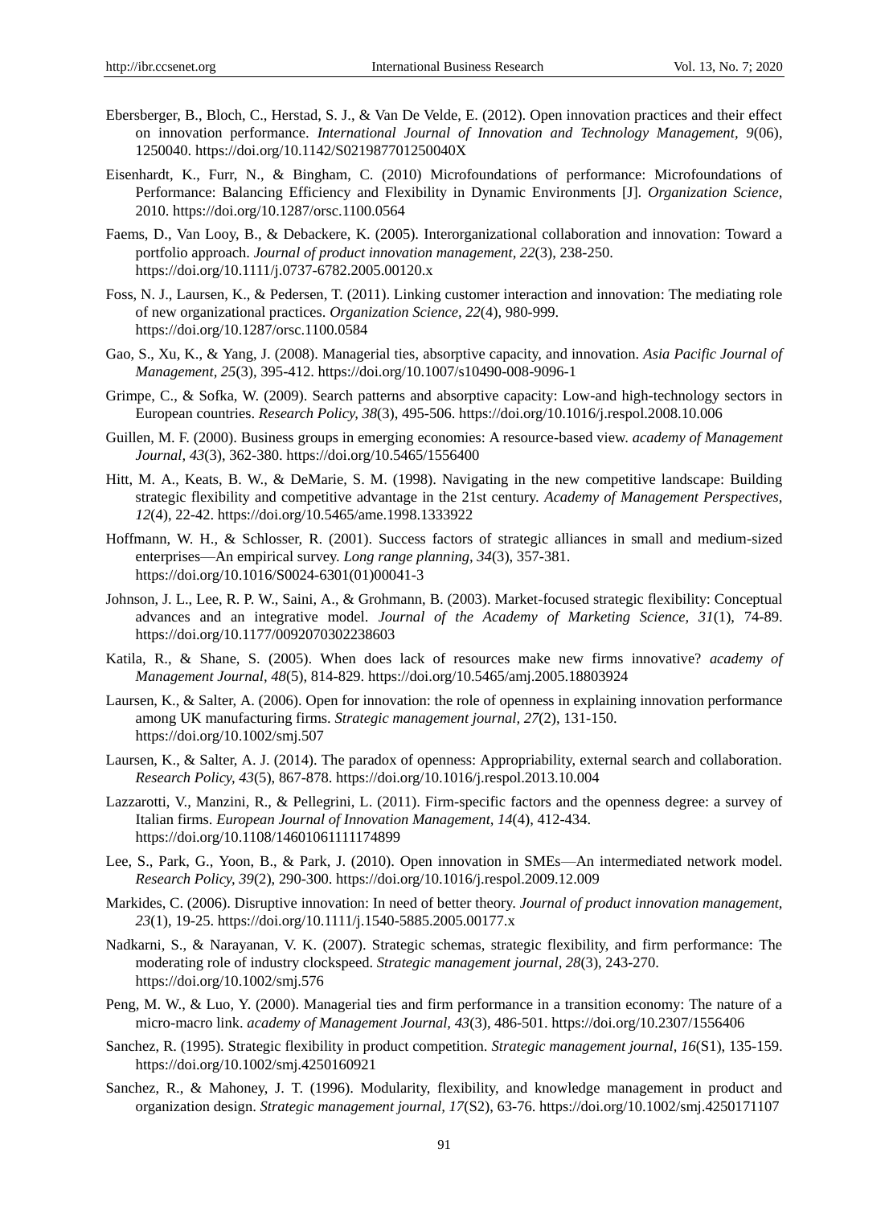Ebersberger, B., Bloch, C., Herstad, S. J., & Van De Velde, E. (2012). Open innovation practices and their effect on innovation performance. *International Journal of Innovation and Technology Management, 9*(06), 1250040. https://doi.org/10.1142/S021987701250040X

Eisenhardt, K., Furr, N., & Bingham, C. (2010) Microfoundations of performance: Microfoundations of Performance: Balancing Efficiency and Flexibility in Dynamic Environments [J]. *Organization Science,* 2010. https://doi.org/10.1287/orsc.1100.0564

Faems, D., Van Looy, B., & Debackere, K. (2005). Interorganizational collaboration and innovation: Toward a portfolio approach. *Journal of product innovation management, 22*(3), 238-250. https://doi.org/10.1111/j.0737-6782.2005.00120.x

Foss, N. J., Laursen, K., & Pedersen, T. (2011). Linking customer interaction and innovation: The mediating role of new organizational practices. *Organization Science, 22*(4), 980-999. https://doi.org/10.1287/orsc.1100.0584

Gao, S., Xu, K., & Yang, J. (2008). Managerial ties, absorptive capacity, and innovation. *Asia Pacific Journal of Management, 25*(3), 395-412. https://doi.org/10.1007/s10490-008-9096-1

Grimpe, C., & Sofka, W. (2009). Search patterns and absorptive capacity: Low-and high-technology sectors in European countries. *Research Policy, 38*(3), 495-506. https://doi.org/10.1016/j.respol.2008.10.006

Guillen, M. F. (2000). Business groups in emerging economies: A resource-based view. *academy of Management Journal, 43*(3), 362-380. https://doi.org/10.5465/1556400

Hitt, M. A., Keats, B. W., & DeMarie, S. M. (1998). Navigating in the new competitive landscape: Building strategic flexibility and competitive advantage in the 21st century. *Academy of Management Perspectives, 12*(4), 22-42. https://doi.org/10.5465/ame.1998.1333922

Hoffmann, W. H., & Schlosser, R. (2001). Success factors of strategic alliances in small and medium-sized enterprises—An empirical survey. *Long range planning, 34*(3), 357-381. https://doi.org/10.1016/S0024-6301(01)00041-3

Johnson, J. L., Lee, R. P. W., Saini, A., & Grohmann, B. (2003). Market-focused strategic flexibility: Conceptual advances and an integrative model. *Journal of the Academy of Marketing Science, 31*(1), 74-89. https://doi.org/10.1177/0092070302238603

Katila, R., & Shane, S. (2005). When does lack of resources make new firms innovative? *academy of Management Journal, 48*(5), 814-829. https://doi.org/10.5465/amj.2005.18803924

Laursen, K., & Salter, A. (2006). Open for innovation: the role of openness in explaining innovation performance among UK manufacturing firms. *Strategic management journal, 27*(2), 131-150. https://doi.org/10.1002/smj.507

Laursen, K., & Salter, A. J. (2014). The paradox of openness: Appropriability, external search and collaboration. *Research Policy, 43*(5), 867-878. https://doi.org/10.1016/j.respol.2013.10.004

Lazzarotti, V., Manzini, R., & Pellegrini, L. (2011). Firm-specific factors and the openness degree: a survey of Italian firms. *European Journal of Innovation Management, 14*(4), 412-434. https://doi.org/10.1108/14601061111174899

Lee, S., Park, G., Yoon, B., & Park, J. (2010). Open innovation in SMEs—An intermediated network model. *Research Policy, 39*(2), 290-300. https://doi.org/10.1016/j.respol.2009.12.009

Markides, C. (2006). Disruptive innovation: In need of better theory. *Journal of product innovation management, 23*(1), 19-25. https://doi.org/10.1111/j.1540-5885.2005.00177.x

Nadkarni, S., & Narayanan, V. K. (2007). Strategic schemas, strategic flexibility, and firm performance: The moderating role of industry clockspeed. *Strategic management journal, 28*(3), 243-270. https://doi.org/10.1002/smj.576

Peng, M. W., & Luo, Y. (2000). Managerial ties and firm performance in a transition economy: The nature of a micro-macro link. *academy of Management Journal, 43*(3), 486-501. https://doi.org/10.2307/1556406

Sanchez, R. (1995). Strategic flexibility in product competition. *Strategic management journal, 16*(S1), 135-159. https://doi.org/10.1002/smj.4250160921

Sanchez, R., & Mahoney, J. T. (1996). Modularity, flexibility, and knowledge management in product and organization design. *Strategic management journal, 17*(S2), 63-76. https://doi.org/10.1002/smj.4250171107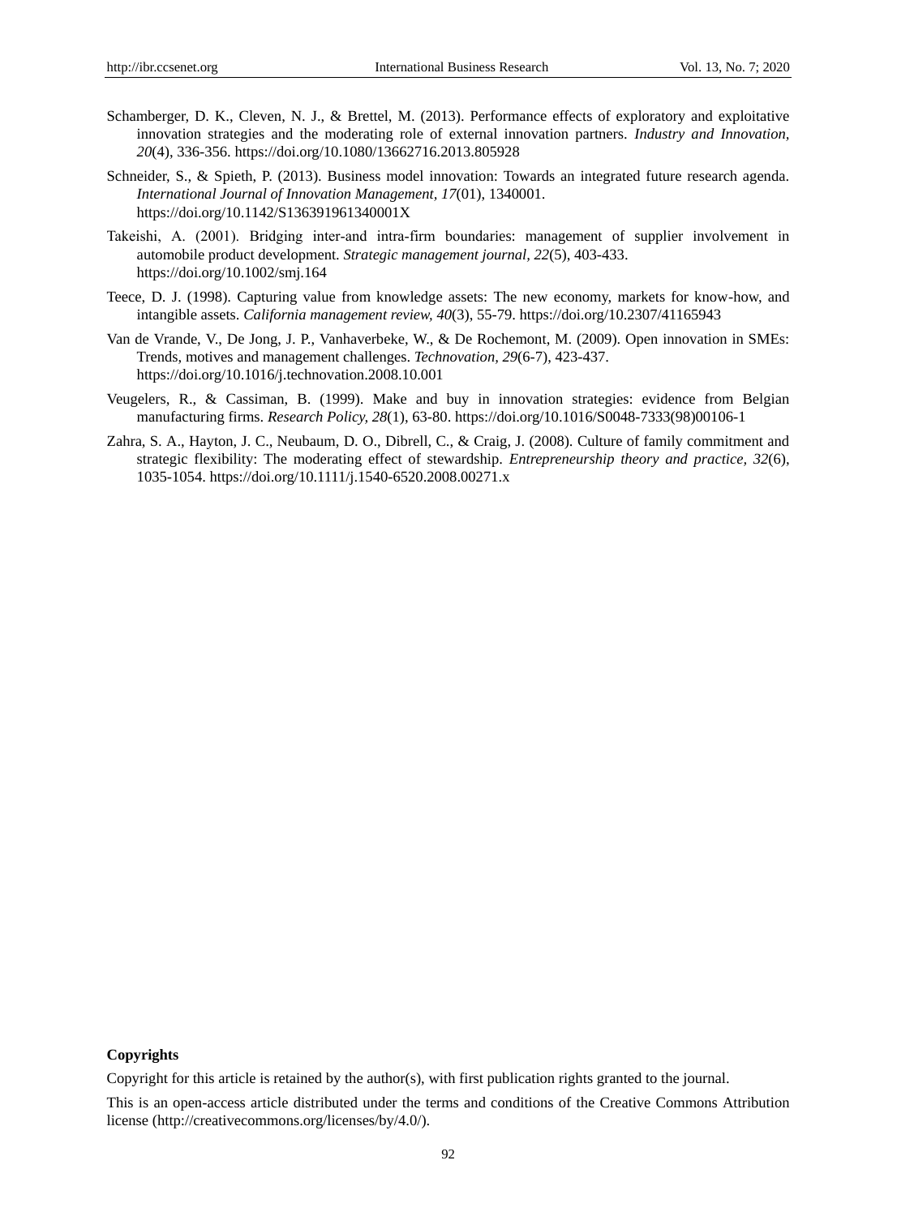Schamberger, D. K., Cleven, N. J., & Brettel, M. (2013). Performance effects of exploratory and exploitative innovation strategies and the moderating role of external innovation partners. *Industry and Innovation, 20*(4), 336-356. https://doi.org/10.1080/13662716.2013.805928

Schneider, S., & Spieth, P. (2013). Business model innovation: Towards an integrated future research agenda. *International Journal of Innovation Management, 17*(01), 1340001. https://doi.org/10.1142/S136391961340001X

Takeishi, A. (2001). Bridging inter-and intra-firm boundaries: management of supplier involvement in automobile product development. *Strategic management journal, 22*(5), 403-433. https://doi.org/10.1002/smj.164

Teece, D. J. (1998). Capturing value from knowledge assets: The new economy, markets for know-how, and intangible assets. *California management review, 40*(3), 55-79. https://doi.org/10.2307/41165943

Van de Vrande, V., De Jong, J. P., Vanhaverbeke, W., & De Rochemont, M. (2009). Open innovation in SMEs: Trends, motives and management challenges. *Technovation, 29*(6-7), 423-437. https://doi.org/10.1016/j.technovation.2008.10.001

Veugelers, R., & Cassiman, B. (1999). Make and buy in innovation strategies: evidence from Belgian manufacturing firms. *Research Policy, 28*(1), 63-80. https://doi.org/10.1016/S0048-7333(98)00106-1

Zahra, S. A., Hayton, J. C., Neubaum, D. O., Dibrell, C., & Craig, J. (2008). Culture of family commitment and strategic flexibility: The moderating effect of stewardship. *Entrepreneurship theory and practice, 32*(6), 1035-1054. https://doi.org/10.1111/j.1540-6520.2008.00271.x

**Copyrights**

Copyright for this article is retained by the author(s), with first publication rights granted to the journal.

This is an open-access article distributed under the terms and conditions of the Creative Commons Attribution license (http://creativecommons.org/licenses/by/4.0/).